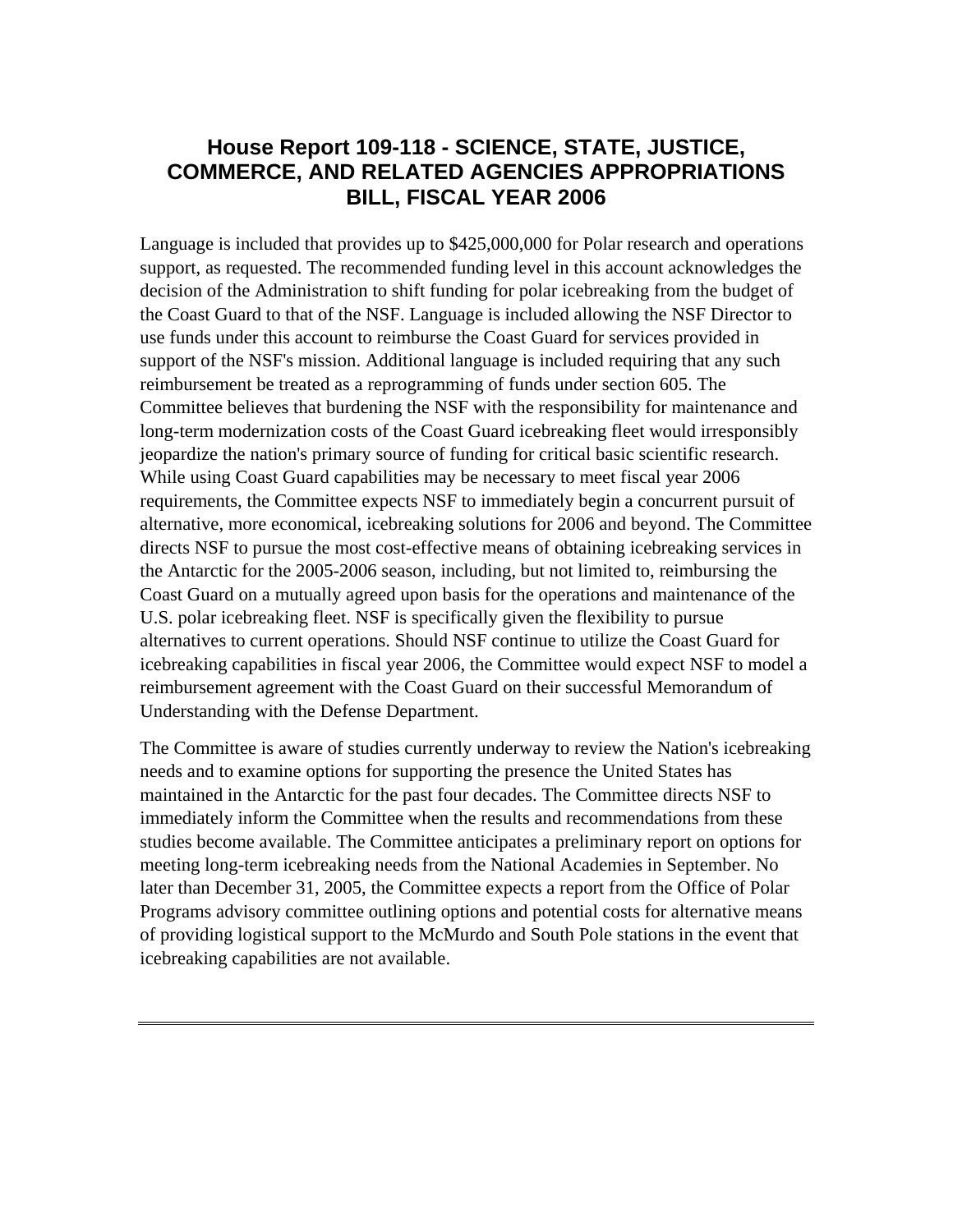# House Report 109-118 - SCIENCE, STATE, JUSTICE, COMMERCE, AND RELATED AGENCIES APPROPRIATIONS BILL, FISCAL YEAR 2006

Language is included that provides up to $425,000,000 for Polar research and operations support, as requested. The recommended funding level in this account acknowledges the decision of the Administration to shift funding for polar icebreaking from the budget of the Coast Guard to that of the NSF. Language is included allowing the NSF Director to use funds under this account to reimburse the Coast Guard for services provided in support of the NSF's mission. Additional language is included requiring that any such reimbursement be treated as a reprogramming of funds under section 605. The Committee believes that burdening the NSF with the responsibility for maintenance and long-term modernization costs of the Coast Guard icebreaking fleet would irresponsibly jeopardize the nation's primary source of funding for critical basic scientific research. While using Coast Guard capabilities may be necessary to meet fiscal year 2006 requirements, the Committee expects NSF to immediately begin a concurrent pursuit of alternative, more economical, icebreaking solutions for 2006 and beyond. The Committee directs NSF to pursue the most cost-effective means of obtaining icebreaking services in the Antarctic for the 2005-2006 season, including, but not limited to, reimbursing the Coast Guard on a mutually agreed upon basis for the operations and maintenance of the U.S. polar icebreaking fleet. NSF is specifically given the flexibility to pursue alternatives to current operations. Should NSF continue to utilize the Coast Guard for icebreaking capabilities in fiscal year 2006, the Committee would expect NSF to model a reimbursement agreement with the Coast Guard on their successful Memorandum of Understanding with the Defense Department.

The Committee is aware of studies currently underway to review the Nation's icebreaking needs and to examine options for supporting the presence the United States has maintained in the Antarctic for the past four decades. The Committee directs NSF to immediately inform the Committee when the results and recommendations from these studies become available. The Committee anticipates a preliminary report on options for meeting long-term icebreaking needs from the National Academies in September. No later than December 31, 2005, the Committee expects a report from the Office of Polar Programs advisory committee outlining options and potential costs for alternative means of providing logistical support to the McMurdo and South Pole stations in the event that icebreaking capabilities are not available.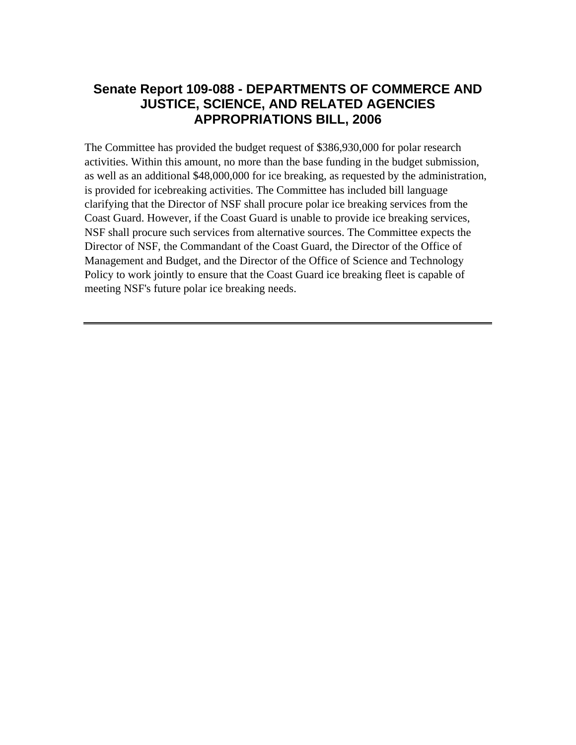# Senate Report 109-088 - DEPARTMENTS OF COMMERCE AND JUSTICE, SCIENCE, AND RELATED AGENCIES APPROPRIATIONS BILL, 2006

The Committee has provided the budget request of $386,930,000 for polar research activities. Within this amount, no more than the base funding in the budget submission, as well as an additional $48,000,000 for ice breaking, as requested by the administration, is provided for icebreaking activities. The Committee has included bill language clarifying that the Director of NSF shall procure polar ice breaking services from the Coast Guard. However, if the Coast Guard is unable to provide ice breaking services, NSF shall procure such services from alternative sources. The Committee expects the Director of NSF, the Commandant of the Coast Guard, the Director of the Office of Management and Budget, and the Director of the Office of Science and Technology Policy to work jointly to ensure that the Coast Guard ice breaking fleet is capable of meeting NSF's future polar ice breaking needs.

---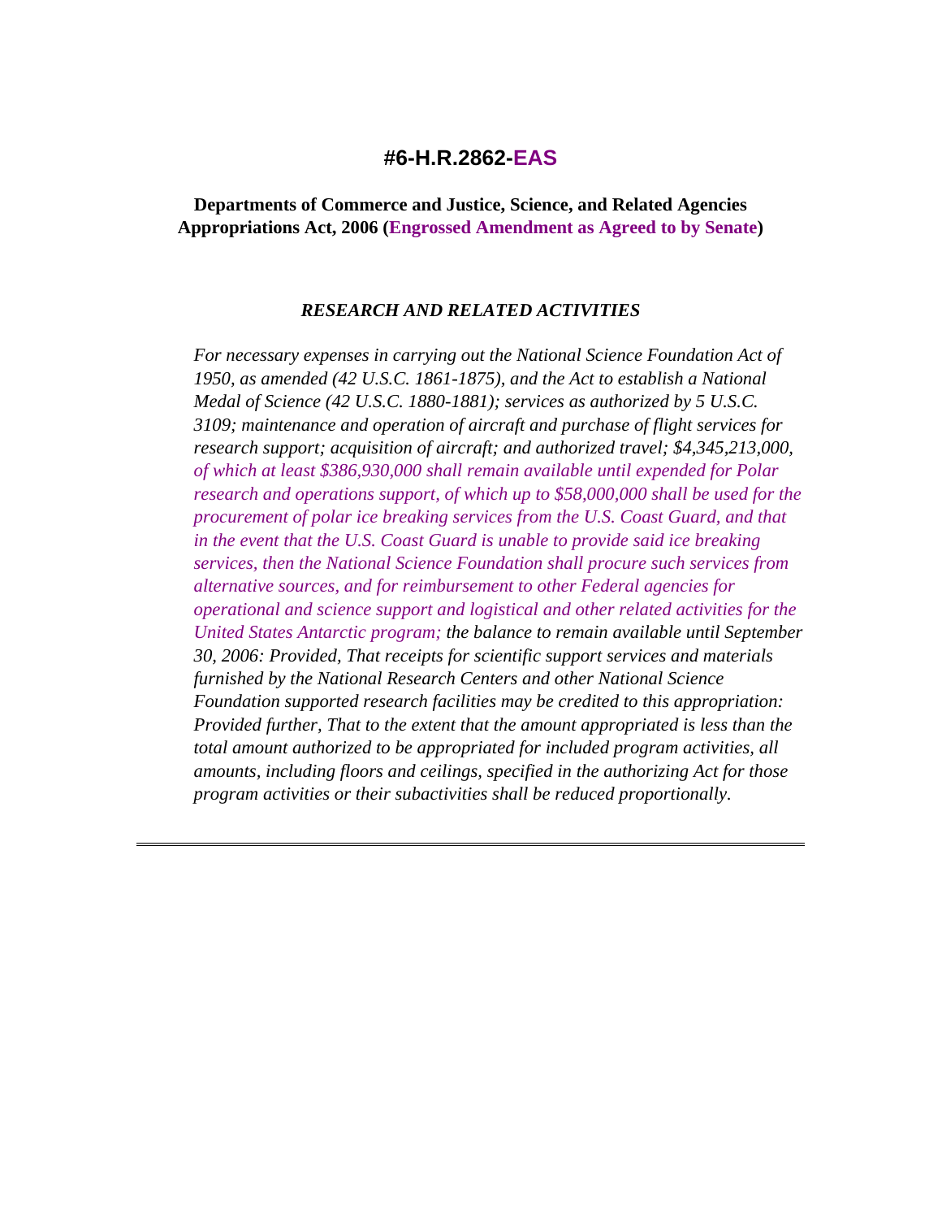# #6-H.R.2862-EAS

**Departments of Commerce and Justice, Science, and Related Agencies Appropriations Act, 2006 (Engrossed Amendment as Agreed to by Senate)**

### *RESEARCH AND RELATED ACTIVITIES*

*For necessary expenses in carrying out the National Science Foundation Act of 1950, as amended (42 U.S.C. 1861-1875), and the Act to establish a National Medal of Science (42 U.S.C. 1880-1881); services as authorized by 5 U.S.C. 3109; maintenance and operation of aircraft and purchase of flight services for research support; acquisition of aircraft; and authorized travel; $4,345,213,000, of which at least $386,930,000 shall remain available until expended for Polar research and operations support, of which up to $58,000,000 shall be used for the procurement of polar ice breaking services from the U.S. Coast Guard, and that in the event that the U.S. Coast Guard is unable to provide said ice breaking services, then the National Science Foundation shall procure such services from alternative sources, and for reimbursement to other Federal agencies for operational and science support and logistical and other related activities for the United States Antarctic program; the balance to remain available until September 30, 2006: Provided, That receipts for scientific support services and materials furnished by the National Research Centers and other National Science Foundation supported research facilities may be credited to this appropriation: Provided further, That to the extent that the amount appropriated is less than the total amount authorized to be appropriated for included program activities, all amounts, including floors and ceilings, specified in the authorizing Act for those program activities or their subactivities shall be reduced proportionally.*

---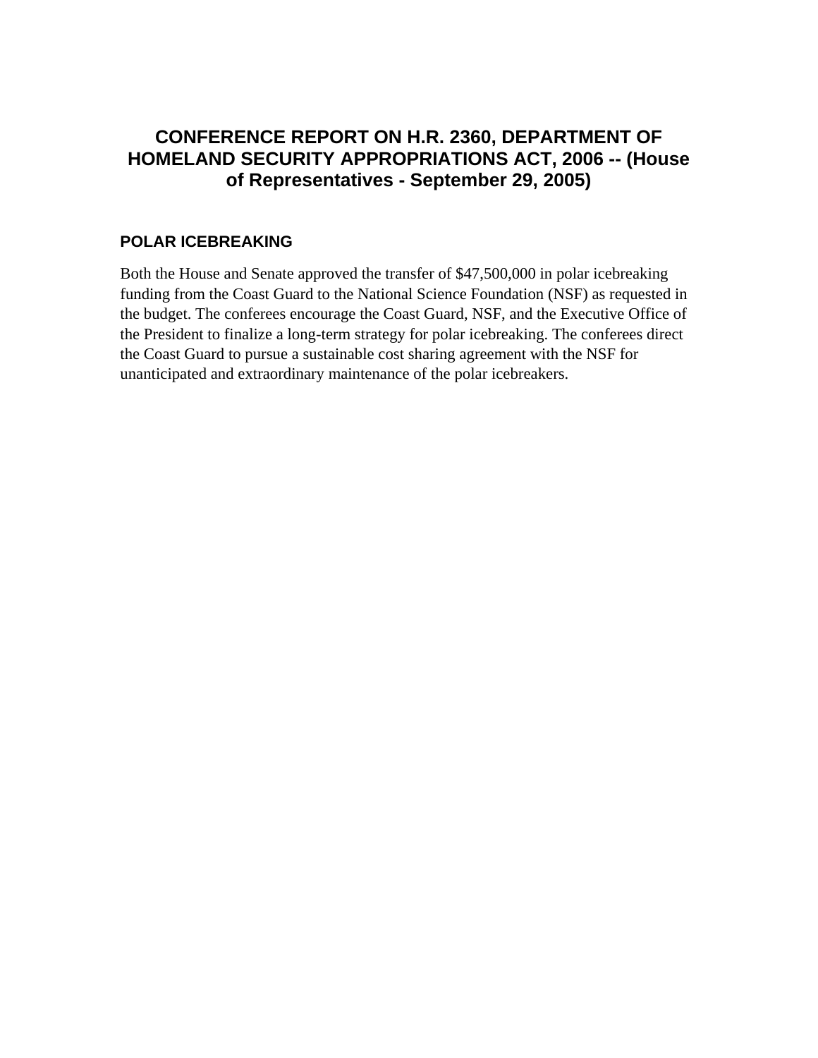# CONFERENCE REPORT ON H.R. 2360, DEPARTMENT OF HOMELAND SECURITY APPROPRIATIONS ACT, 2006 -- (House of Representatives - September 29, 2005)

## POLAR ICEBREAKING

Both the House and Senate approved the transfer of $47,500,000 in polar icebreaking funding from the Coast Guard to the National Science Foundation (NSF) as requested in the budget. The conferees encourage the Coast Guard, NSF, and the Executive Office of the President to finalize a long-term strategy for polar icebreaking. The conferees direct the Coast Guard to pursue a sustainable cost sharing agreement with the NSF for unanticipated and extraordinary maintenance of the polar icebreakers.